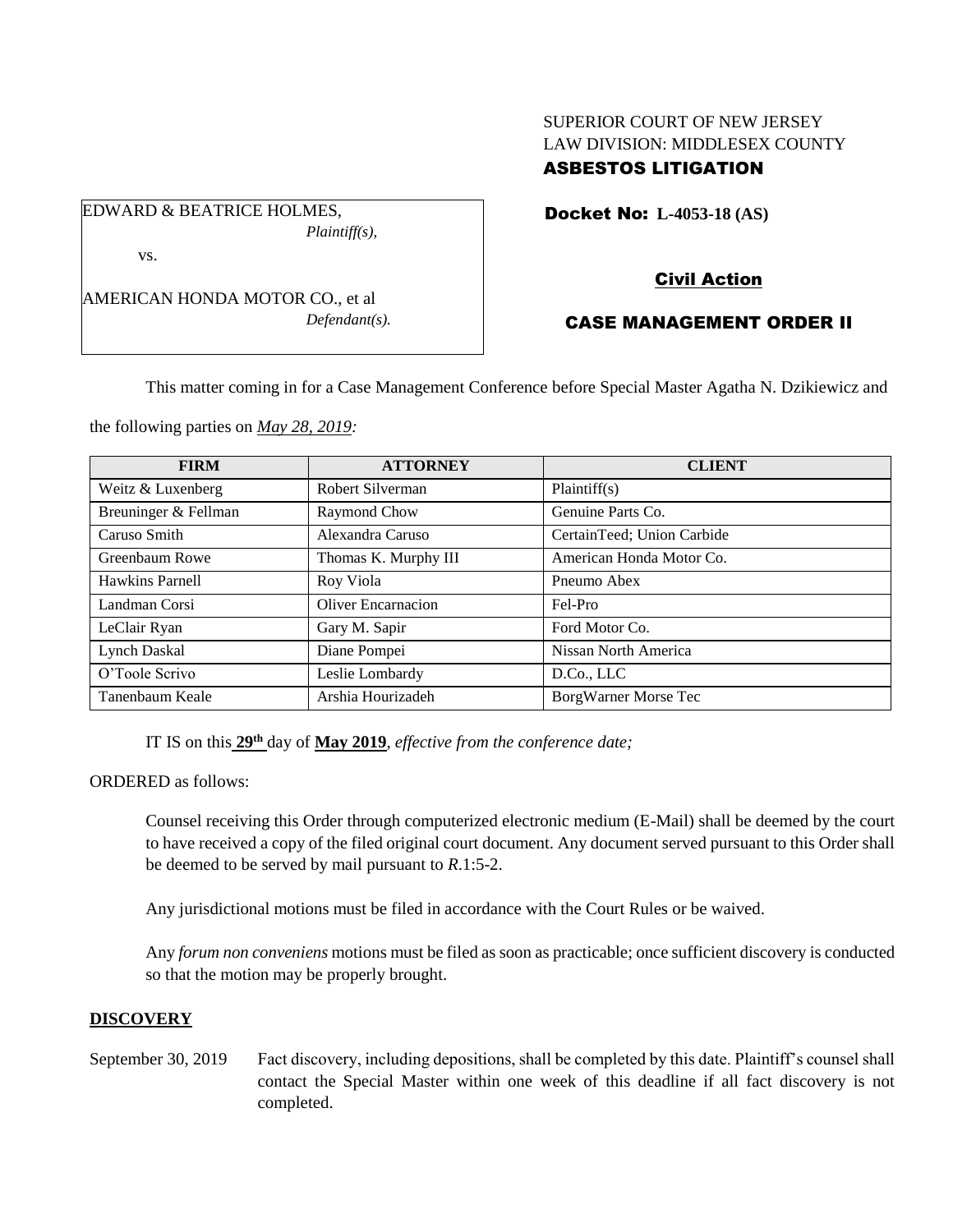SUPERIOR COURT OF NEW JERSEY
LAW DIVISION: MIDDLESEX COUNTY
**ASBESTOS LITIGATION**

EDWARD & BEATRICE HOLMES,
*Plaintiff(s),*

vs.

AMERICAN HONDA MOTOR CO., et al
*Defendant(s).*

**Docket No: L-4053-18 (AS)**

**Civil Action**

**CASE MANAGEMENT ORDER II**

This matter coming in for a Case Management Conference before Special Master Agatha N. Dzikiewicz and the following parties on ***May 28, 2019:***

| FIRM | ATTORNEY | CLIENT |
|---|---|---|
| Weitz & Luxenberg | Robert Silverman | Plaintiff(s) |
| Breuninger & Fellman | Raymond Chow | Genuine Parts Co. |
| Caruso Smith | Alexandra Caruso | CertainTeed; Union Carbide |
| Greenbaum Rowe | Thomas K. Murphy III | American Honda Motor Co. |
| Hawkins Parnell | Roy Viola | Pneumo Abex |
| Landman Corsi | Oliver Encarnacion | Fel-Pro |
| LeClair Ryan | Gary M. Sapir | Ford Motor Co. |
| Lynch Daskal | Diane Pompei | Nissan North America |
| O'Toole Scrivo | Leslie Lombardy | D.Co., LLC |
| Tanenbaum Keale | Arshia Hourizadeh | BorgWarner Morse Tec |

IT IS on this **29th** day of **May 2019**, *effective from the conference date;*

ORDERED as follows:

Counsel receiving this Order through computerized electronic medium (E-Mail) shall be deemed by the court to have received a copy of the filed original court document. Any document served pursuant to this Order shall be deemed to be served by mail pursuant to *R*.1:5-2.

Any jurisdictional motions must be filed in accordance with the Court Rules or be waived.

Any *forum non conveniens* motions must be filed as soon as practicable; once sufficient discovery is conducted so that the motion may be properly brought.

## DISCOVERY

September 30, 2019 Fact discovery, including depositions, shall be completed by this date. Plaintiff's counsel shall contact the Special Master within one week of this deadline if all fact discovery is not completed.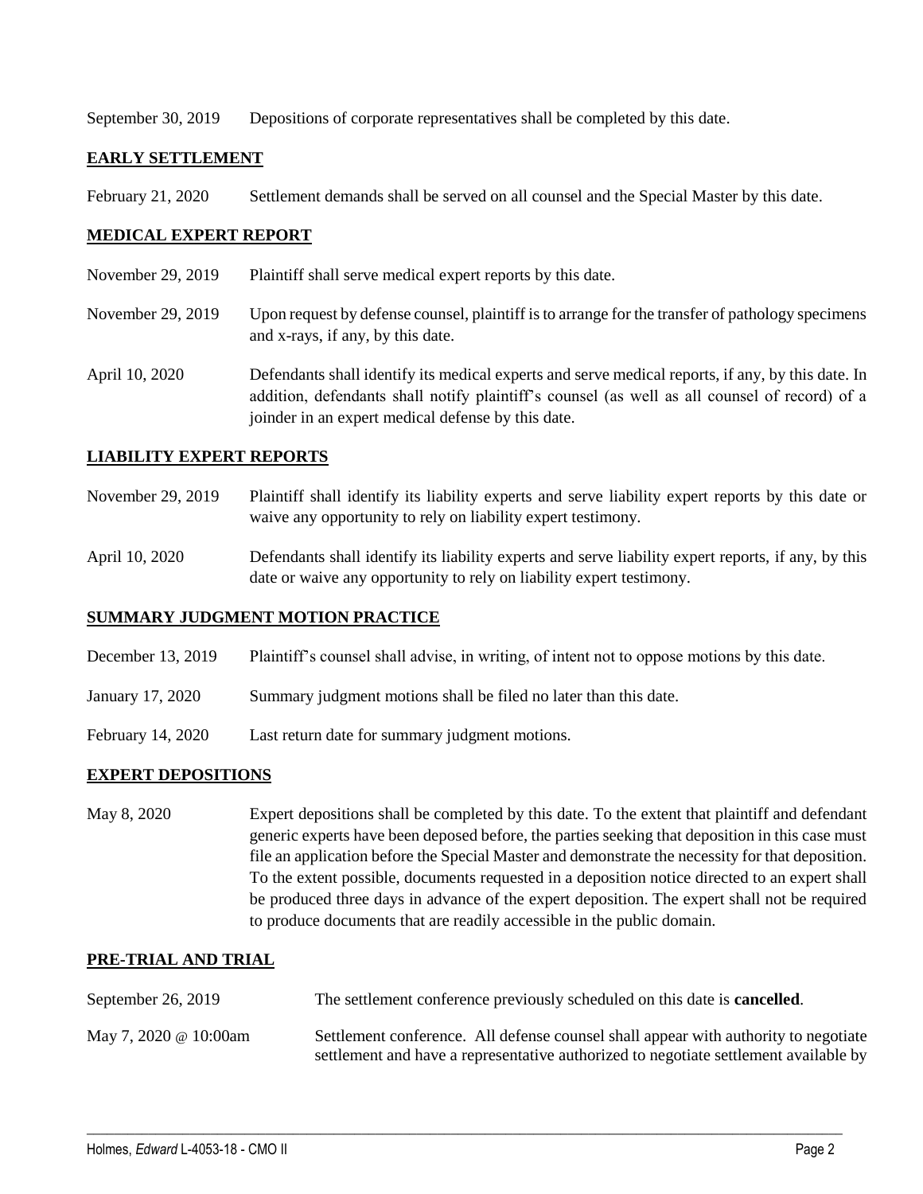| | |
|---|---|
| September 30, 2019 | Depositions of corporate representatives shall be completed by this date. |

**EARLY SETTLEMENT**

| | |
|---|---|
| February 21, 2020 | Settlement demands shall be served on all counsel and the Special Master by this date. |

**MEDICAL EXPERT REPORT**

| | |
|---|---|
| November 29, 2019 | Plaintiff shall serve medical expert reports by this date. |
| November 29, 2019 | Upon request by defense counsel, plaintiff is to arrange for the transfer of pathology specimens and x-rays, if any, by this date. |
| April 10, 2020 | Defendants shall identify its medical experts and serve medical reports, if any, by this date. In addition, defendants shall notify plaintiff's counsel (as well as all counsel of record) of a joinder in an expert medical defense by this date. |

**LIABILITY EXPERT REPORTS**

| | |
|---|---|
| November 29, 2019 | Plaintiff shall identify its liability experts and serve liability expert reports by this date or waive any opportunity to rely on liability expert testimony. |
| April 10, 2020 | Defendants shall identify its liability experts and serve liability expert reports, if any, by this date or waive any opportunity to rely on liability expert testimony. |

**SUMMARY JUDGMENT MOTION PRACTICE**

| | |
|---|---|
| December 13, 2019 | Plaintiff's counsel shall advise, in writing, of intent not to oppose motions by this date. |
| January 17, 2020 | Summary judgment motions shall be filed no later than this date. |
| February 14, 2020 | Last return date for summary judgment motions. |

**EXPERT DEPOSITIONS**

| | |
|---|---|
| May 8, 2020 | Expert depositions shall be completed by this date. To the extent that plaintiff and defendant generic experts have been deposed before, the parties seeking that deposition in this case must file an application before the Special Master and demonstrate the necessity for that deposition. To the extent possible, documents requested in a deposition notice directed to an expert shall be produced three days in advance of the expert deposition. The expert shall not be required to produce documents that are readily accessible in the public domain. |

**PRE-TRIAL AND TRIAL**

| | |
|---|---|
| September 26, 2019 | The settlement conference previously scheduled on this date is **cancelled**. |
| May 7, 2020 @ 10:00am | Settlement conference. All defense counsel shall appear with authority to negotiate settlement and have a representative authorized to negotiate settlement available by |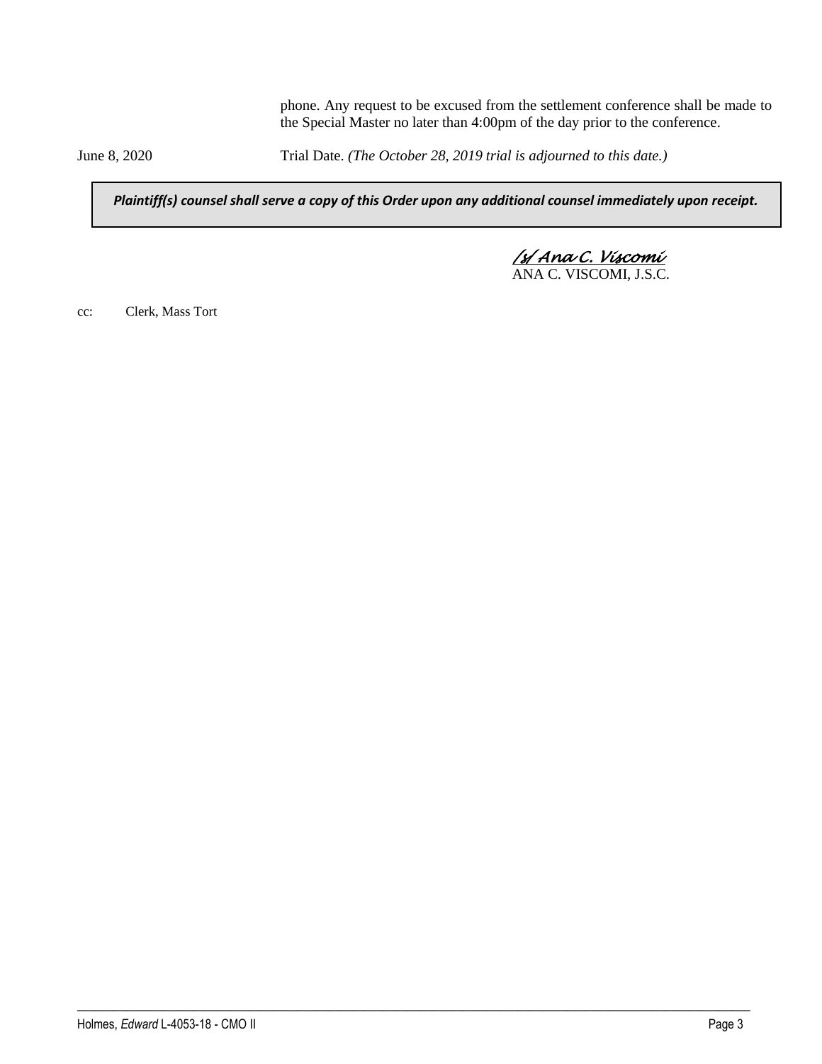phone. Any request to be excused from the settlement conference shall be made to the Special Master no later than 4:00pm of the day prior to the conference.

June 8, 2020 Trial Date. *(The October 28, 2019 trial is adjourned to this date.)*

***Plaintiff(s) counsel shall serve a copy of this Order upon any additional counsel immediately upon receipt.***

*/s/ Ana C. Viscomi*
ANA C. VISCOMI, J.S.C.

cc: Clerk, Mass Tort